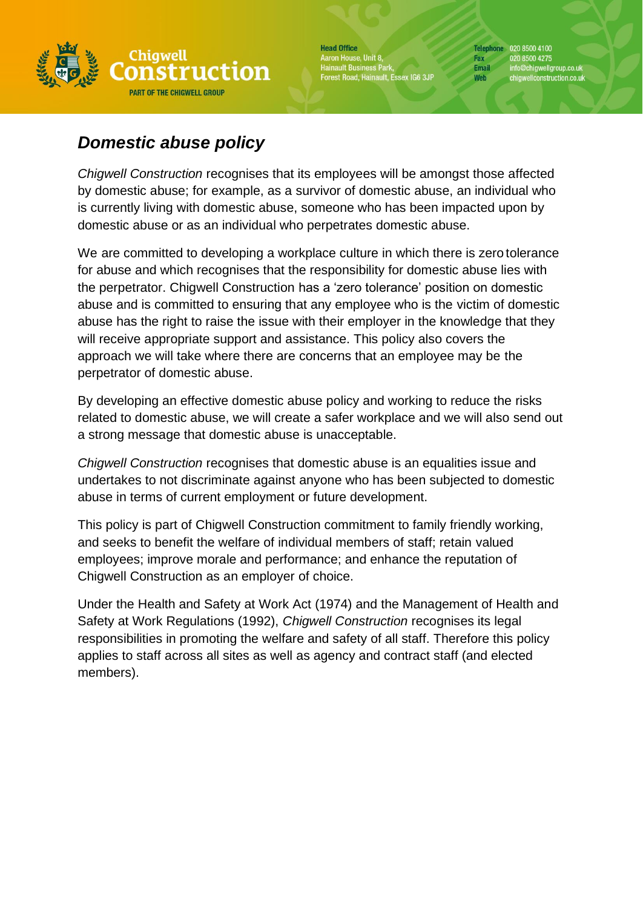# *Domestic abuse policy*

*Chigwell Construction* recognises that its employees will be amongst those affected by domestic abuse; for example, as a survivor of domestic abuse, an individual who is currently living with domestic abuse, someone who has been impacted upon by domestic abuse or as an individual who perpetrates domestic abuse.

We are committed to developing a workplace culture in which there is zero tolerance for abuse and which recognises that the responsibility for domestic abuse lies with the perpetrator. Chigwell Construction has a 'zero tolerance' position on domestic abuse and is committed to ensuring that any employee who is the victim of domestic abuse has the right to raise the issue with their employer in the knowledge that they will receive appropriate support and assistance. This policy also covers the approach we will take where there are concerns that an employee may be the perpetrator of domestic abuse.

By developing an effective domestic abuse policy and working to reduce the risks related to domestic abuse, we will create a safer workplace and we will also send out a strong message that domestic abuse is unacceptable.

*Chigwell Construction* recognises that domestic abuse is an equalities issue and undertakes to not discriminate against anyone who has been subjected to domestic abuse in terms of current employment or future development.

This policy is part of Chigwell Construction commitment to family friendly working, and seeks to benefit the welfare of individual members of staff; retain valued employees; improve morale and performance; and enhance the reputation of Chigwell Construction as an employer of choice.

Under the Health and Safety at Work Act (1974) and the Management of Health and Safety at Work Regulations (1992), *Chigwell Construction* recognises its legal responsibilities in promoting the welfare and safety of all staff. Therefore this policy applies to staff across all sites as well as agency and contract staff (and elected members).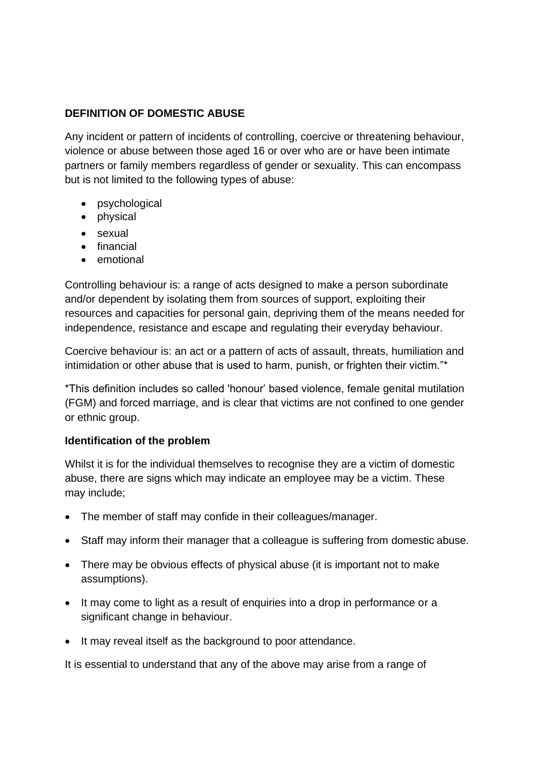**DEFINITION OF DOMESTIC ABUSE**

Any incident or pattern of incidents of controlling, coercive or threatening behaviour, violence or abuse between those aged 16 or over who are or have been intimate partners or family members regardless of gender or sexuality. This can encompass but is not limited to the following types of abuse:

- psychological
- physical
- sexual
- financial
- emotional

Controlling behaviour is: a range of acts designed to make a person subordinate and/or dependent by isolating them from sources of support, exploiting their resources and capacities for personal gain, depriving them of the means needed for independence, resistance and escape and regulating their everyday behaviour.

Coercive behaviour is: an act or a pattern of acts of assault, threats, humiliation and intimidation or other abuse that is used to harm, punish, or frighten their victim."*

*This definition includes so called 'honour' based violence, female genital mutilation (FGM) and forced marriage, and is clear that victims are not confined to one gender or ethnic group.

**Identification of the problem**

Whilst it is for the individual themselves to recognise they are a victim of domestic abuse, there are signs which may indicate an employee may be a victim. These may include;

- The member of staff may confide in their colleagues/manager.
- Staff may inform their manager that a colleague is suffering from domestic abuse.
- There may be obvious effects of physical abuse (it is important not to make assumptions).
- It may come to light as a result of enquiries into a drop in performance or a significant change in behaviour.
- It may reveal itself as the background to poor attendance.

It is essential to understand that any of the above may arise from a range of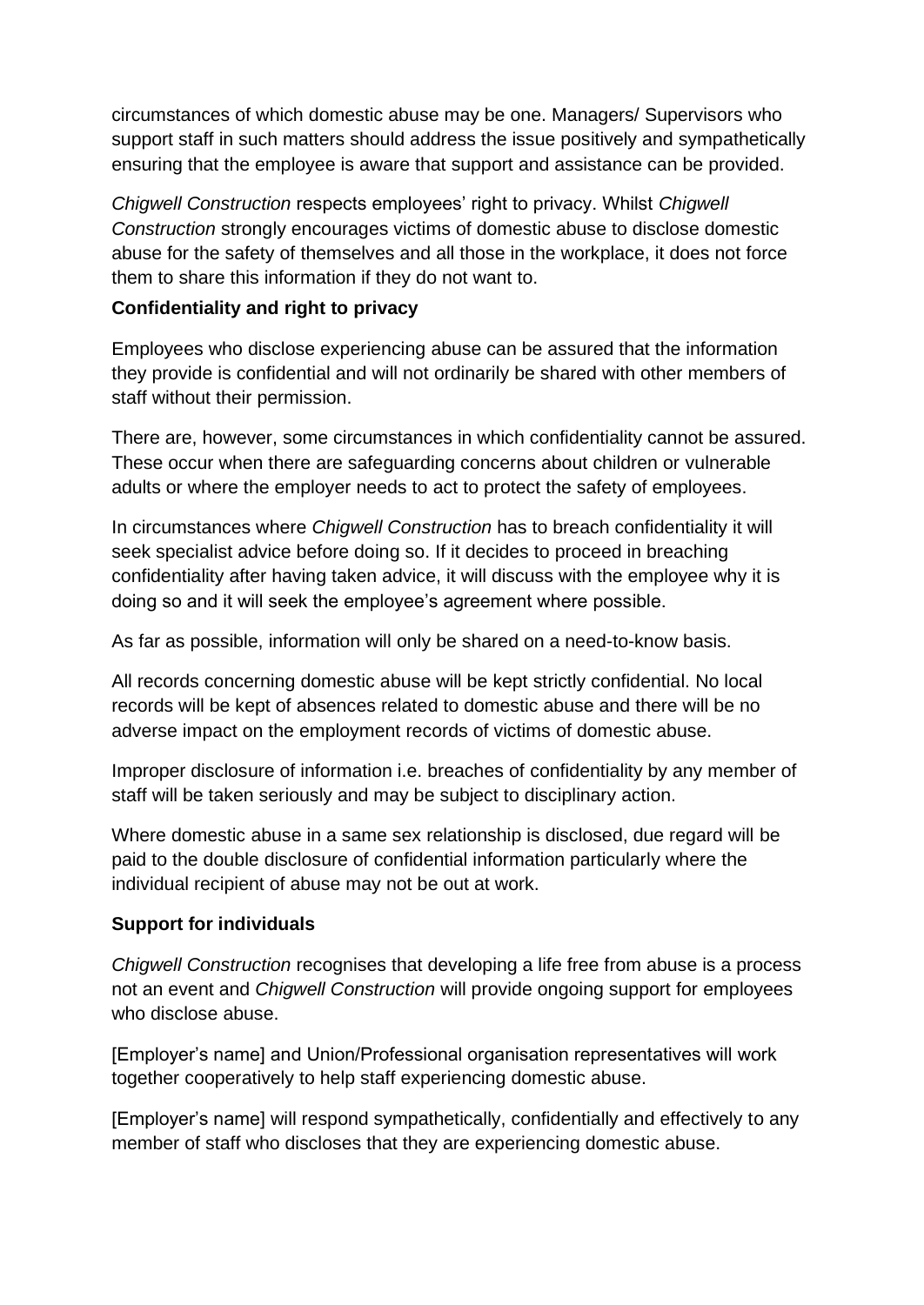circumstances of which domestic abuse may be one. Managers/ Supervisors who support staff in such matters should address the issue positively and sympathetically ensuring that the employee is aware that support and assistance can be provided.

*Chigwell Construction* respects employees' right to privacy. Whilst *Chigwell Construction* strongly encourages victims of domestic abuse to disclose domestic abuse for the safety of themselves and all those in the workplace, it does not force them to share this information if they do not want to.

**Confidentiality and right to privacy**

Employees who disclose experiencing abuse can be assured that the information they provide is confidential and will not ordinarily be shared with other members of staff without their permission.

There are, however, some circumstances in which confidentiality cannot be assured. These occur when there are safeguarding concerns about children or vulnerable adults or where the employer needs to act to protect the safety of employees.

In circumstances where *Chigwell Construction* has to breach confidentiality it will seek specialist advice before doing so. If it decides to proceed in breaching confidentiality after having taken advice, it will discuss with the employee why it is doing so and it will seek the employee's agreement where possible.

As far as possible, information will only be shared on a need-to-know basis.

All records concerning domestic abuse will be kept strictly confidential. No local records will be kept of absences related to domestic abuse and there will be no adverse impact on the employment records of victims of domestic abuse.

Improper disclosure of information i.e. breaches of confidentiality by any member of staff will be taken seriously and may be subject to disciplinary action.

Where domestic abuse in a same sex relationship is disclosed, due regard will be paid to the double disclosure of confidential information particularly where the individual recipient of abuse may not be out at work.

**Support for individuals**

*Chigwell Construction* recognises that developing a life free from abuse is a process not an event and *Chigwell Construction* will provide ongoing support for employees who disclose abuse.

[Employer's name] and Union/Professional organisation representatives will work together cooperatively to help staff experiencing domestic abuse.

[Employer's name] will respond sympathetically, confidentially and effectively to any member of staff who discloses that they are experiencing domestic abuse.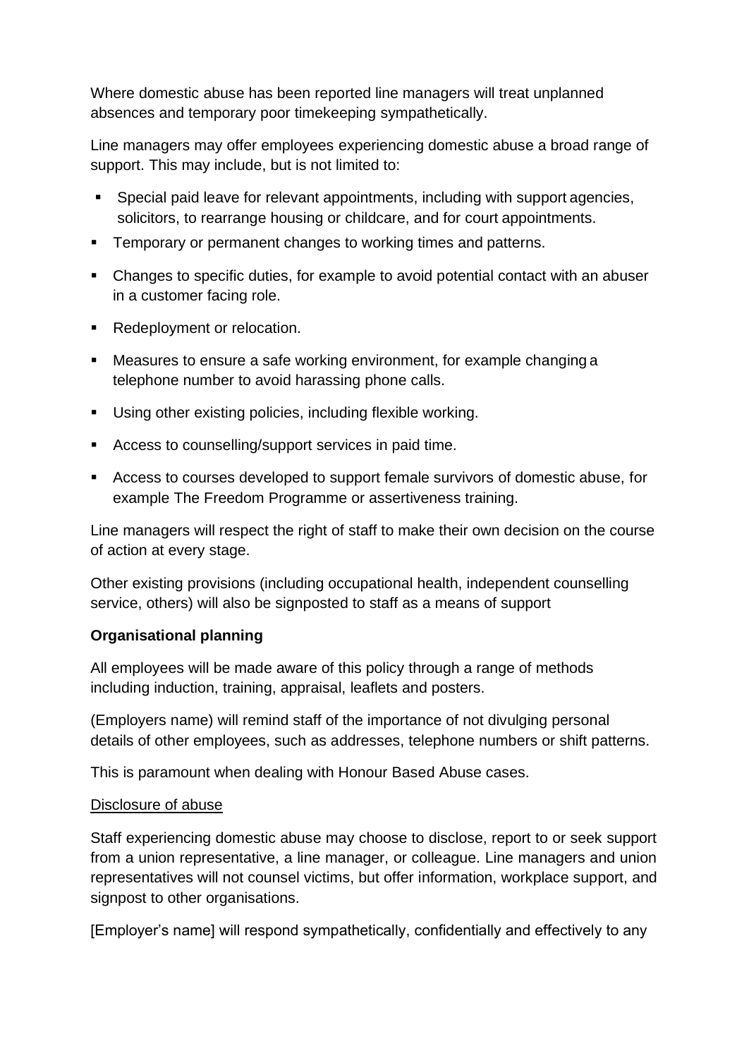Where domestic abuse has been reported line managers will treat unplanned absences and temporary poor timekeeping sympathetically.

Line managers may offer employees experiencing domestic abuse a broad range of support. This may include, but is not limited to:

- Special paid leave for relevant appointments, including with support agencies, solicitors, to rearrange housing or childcare, and for court appointments.
- Temporary or permanent changes to working times and patterns.
- Changes to specific duties, for example to avoid potential contact with an abuser in a customer facing role.
- Redeployment or relocation.
- Measures to ensure a safe working environment, for example changing a telephone number to avoid harassing phone calls.
- Using other existing policies, including flexible working.
- Access to counselling/support services in paid time.
- Access to courses developed to support female survivors of domestic abuse, for example The Freedom Programme or assertiveness training.

Line managers will respect the right of staff to make their own decision on the course of action at every stage.

Other existing provisions (including occupational health, independent counselling service, others) will also be signposted to staff as a means of support

**Organisational planning**

All employees will be made aware of this policy through a range of methods including induction, training, appraisal, leaflets and posters.

(Employers name) will remind staff of the importance of not divulging personal details of other employees, such as addresses, telephone numbers or shift patterns.

This is paramount when dealing with Honour Based Abuse cases.

<u>Disclosure of abuse</u>

Staff experiencing domestic abuse may choose to disclose, report to or seek support from a union representative, a line manager, or colleague. Line managers and union representatives will not counsel victims, but offer information, workplace support, and signpost to other organisations.

[Employer's name] will respond sympathetically, confidentially and effectively to any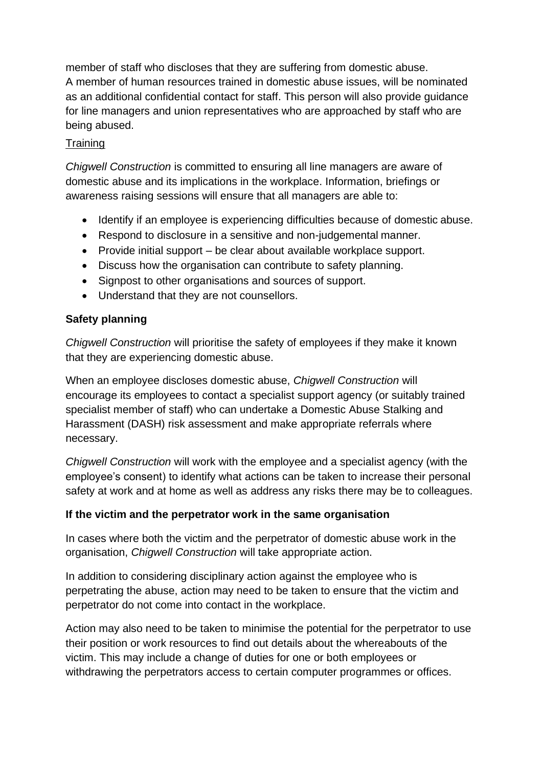member of staff who discloses that they are suffering from domestic abuse.
A member of human resources trained in domestic abuse issues, will be nominated as an additional confidential contact for staff. This person will also provide guidance for line managers and union representatives who are approached by staff who are being abused.

<u>Training</u>

*Chigwell Construction* is committed to ensuring all line managers are aware of domestic abuse and its implications in the workplace. Information, briefings or awareness raising sessions will ensure that all managers are able to:

- Identify if an employee is experiencing difficulties because of domestic abuse.
- Respond to disclosure in a sensitive and non-judgemental manner.
- Provide initial support – be clear about available workplace support.
- Discuss how the organisation can contribute to safety planning.
- Signpost to other organisations and sources of support.
- Understand that they are not counsellors.

**Safety planning**

*Chigwell Construction* will prioritise the safety of employees if they make it known that they are experiencing domestic abuse.

When an employee discloses domestic abuse, *Chigwell Construction* will encourage its employees to contact a specialist support agency (or suitably trained specialist member of staff) who can undertake a Domestic Abuse Stalking and Harassment (DASH) risk assessment and make appropriate referrals where necessary.

*Chigwell Construction* will work with the employee and a specialist agency (with the employee's consent) to identify what actions can be taken to increase their personal safety at work and at home as well as address any risks there may be to colleagues.

**If the victim and the perpetrator work in the same organisation**

In cases where both the victim and the perpetrator of domestic abuse work in the organisation, *Chigwell Construction* will take appropriate action.

In addition to considering disciplinary action against the employee who is perpetrating the abuse, action may need to be taken to ensure that the victim and perpetrator do not come into contact in the workplace.

Action may also need to be taken to minimise the potential for the perpetrator to use their position or work resources to find out details about the whereabouts of the victim. This may include a change of duties for one or both employees or withdrawing the perpetrators access to certain computer programmes or offices.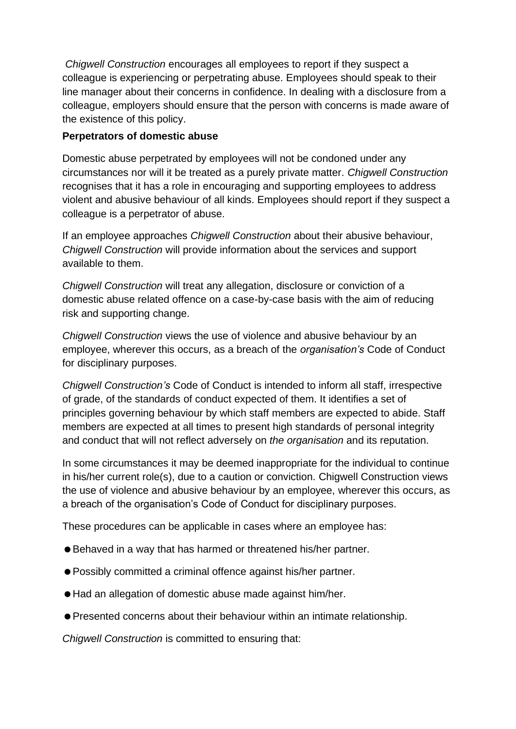*Chigwell Construction* encourages all employees to report if they suspect a colleague is experiencing or perpetrating abuse. Employees should speak to their line manager about their concerns in confidence. In dealing with a disclosure from a colleague, employers should ensure that the person with concerns is made aware of the existence of this policy.

**Perpetrators of domestic abuse**

Domestic abuse perpetrated by employees will not be condoned under any circumstances nor will it be treated as a purely private matter. *Chigwell Construction* recognises that it has a role in encouraging and supporting employees to address violent and abusive behaviour of all kinds. Employees should report if they suspect a colleague is a perpetrator of abuse.

If an employee approaches *Chigwell Construction* about their abusive behaviour, *Chigwell Construction* will provide information about the services and support available to them.

*Chigwell Construction* will treat any allegation, disclosure or conviction of a domestic abuse related offence on a case-by-case basis with the aim of reducing risk and supporting change.

*Chigwell Construction* views the use of violence and abusive behaviour by an employee, wherever this occurs, as a breach of the *organisation's* Code of Conduct for disciplinary purposes.

*Chigwell Construction's* Code of Conduct is intended to inform all staff, irrespective of grade, of the standards of conduct expected of them. It identifies a set of principles governing behaviour by which staff members are expected to abide. Staff members are expected at all times to present high standards of personal integrity and conduct that will not reflect adversely on *the organisation* and its reputation.

In some circumstances it may be deemed inappropriate for the individual to continue in his/her current role(s), due to a caution or conviction. Chigwell Construction views the use of violence and abusive behaviour by an employee, wherever this occurs, as a breach of the organisation's Code of Conduct for disciplinary purposes.

These procedures can be applicable in cases where an employee has:

- Behaved in a way that has harmed or threatened his/her partner.
- Possibly committed a criminal offence against his/her partner.
- Had an allegation of domestic abuse made against him/her.
- Presented concerns about their behaviour within an intimate relationship.

*Chigwell Construction* is committed to ensuring that: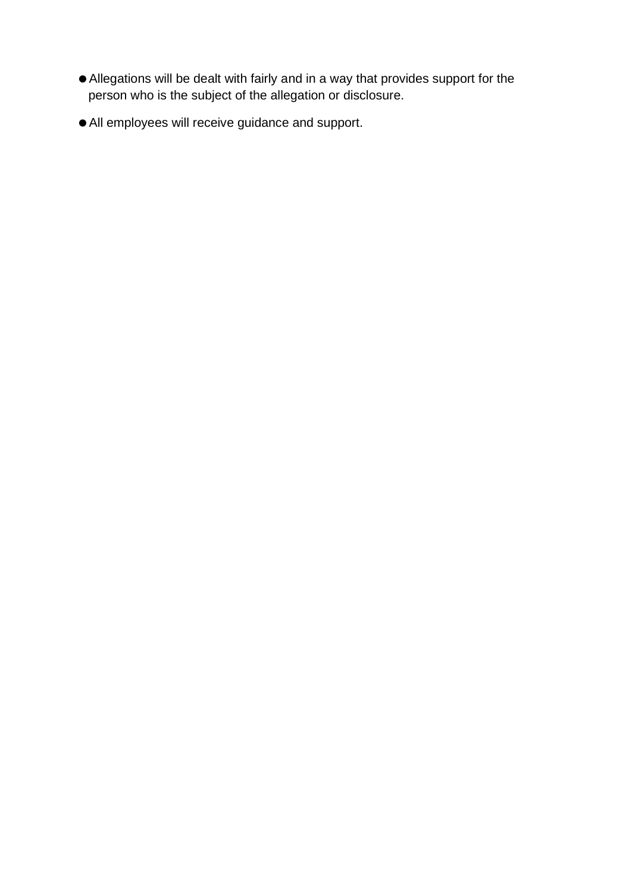- Allegations will be dealt with fairly and in a way that provides support for the person who is the subject of the allegation or disclosure.
- All employees will receive guidance and support.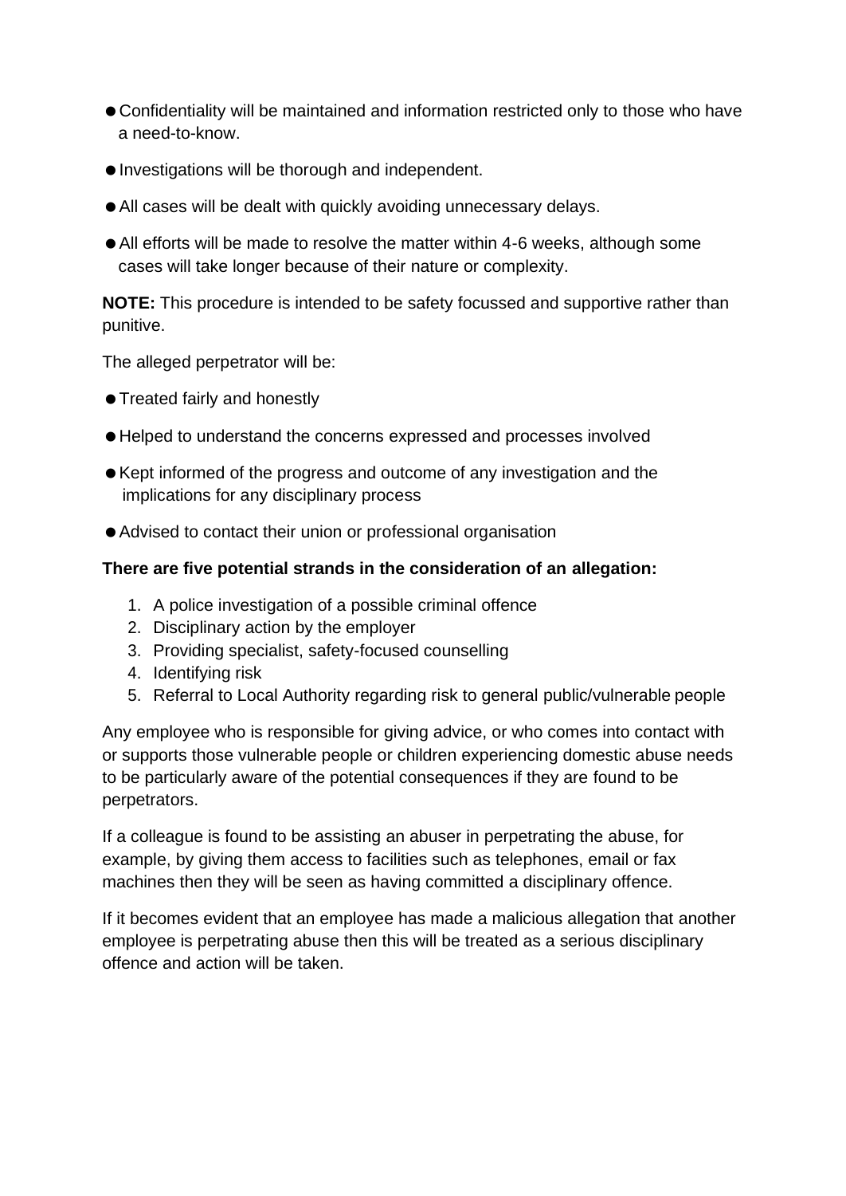- Confidentiality will be maintained and information restricted only to those who have a need-to-know.
- Investigations will be thorough and independent.
- All cases will be dealt with quickly avoiding unnecessary delays.
- All efforts will be made to resolve the matter within 4-6 weeks, although some cases will take longer because of their nature or complexity.

**NOTE:** This procedure is intended to be safety focussed and supportive rather than punitive.

The alleged perpetrator will be:

- Treated fairly and honestly
- Helped to understand the concerns expressed and processes involved
- Kept informed of the progress and outcome of any investigation and the implications for any disciplinary process
- Advised to contact their union or professional organisation

**There are five potential strands in the consideration of an allegation:**

1. A police investigation of a possible criminal offence
2. Disciplinary action by the employer
3. Providing specialist, safety-focused counselling
4. Identifying risk
5. Referral to Local Authority regarding risk to general public/vulnerable people

Any employee who is responsible for giving advice, or who comes into contact with or supports those vulnerable people or children experiencing domestic abuse needs to be particularly aware of the potential consequences if they are found to be perpetrators.

If a colleague is found to be assisting an abuser in perpetrating the abuse, for example, by giving them access to facilities such as telephones, email or fax machines then they will be seen as having committed a disciplinary offence.

If it becomes evident that an employee has made a malicious allegation that another employee is perpetrating abuse then this will be treated as a serious disciplinary offence and action will be taken.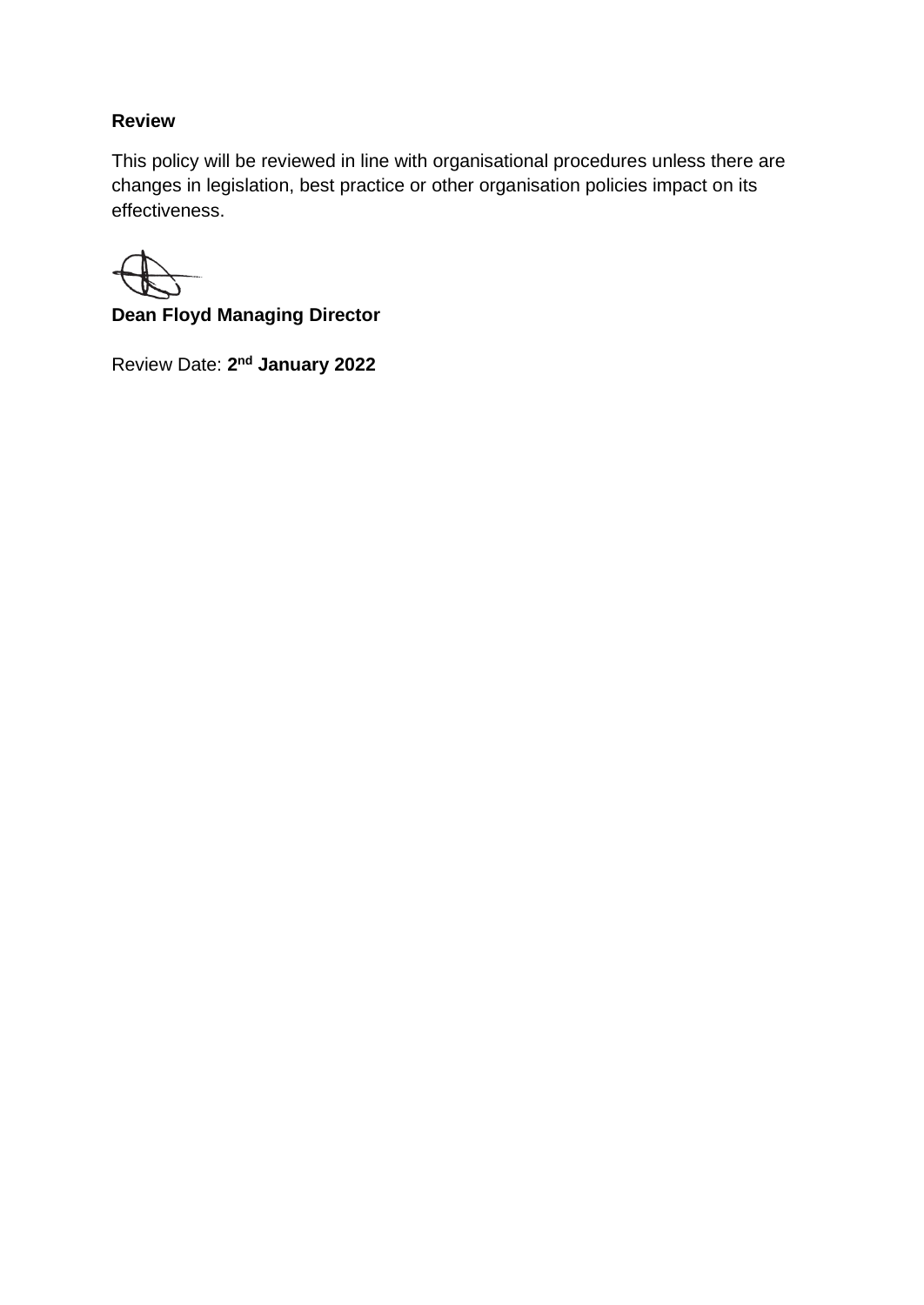**Review**

This policy will be reviewed in line with organisational procedures unless there are changes in legislation, best practice or other organisation policies impact on its effectiveness.

**Dean Floyd Managing Director**

Review Date: **2nd January 2022**